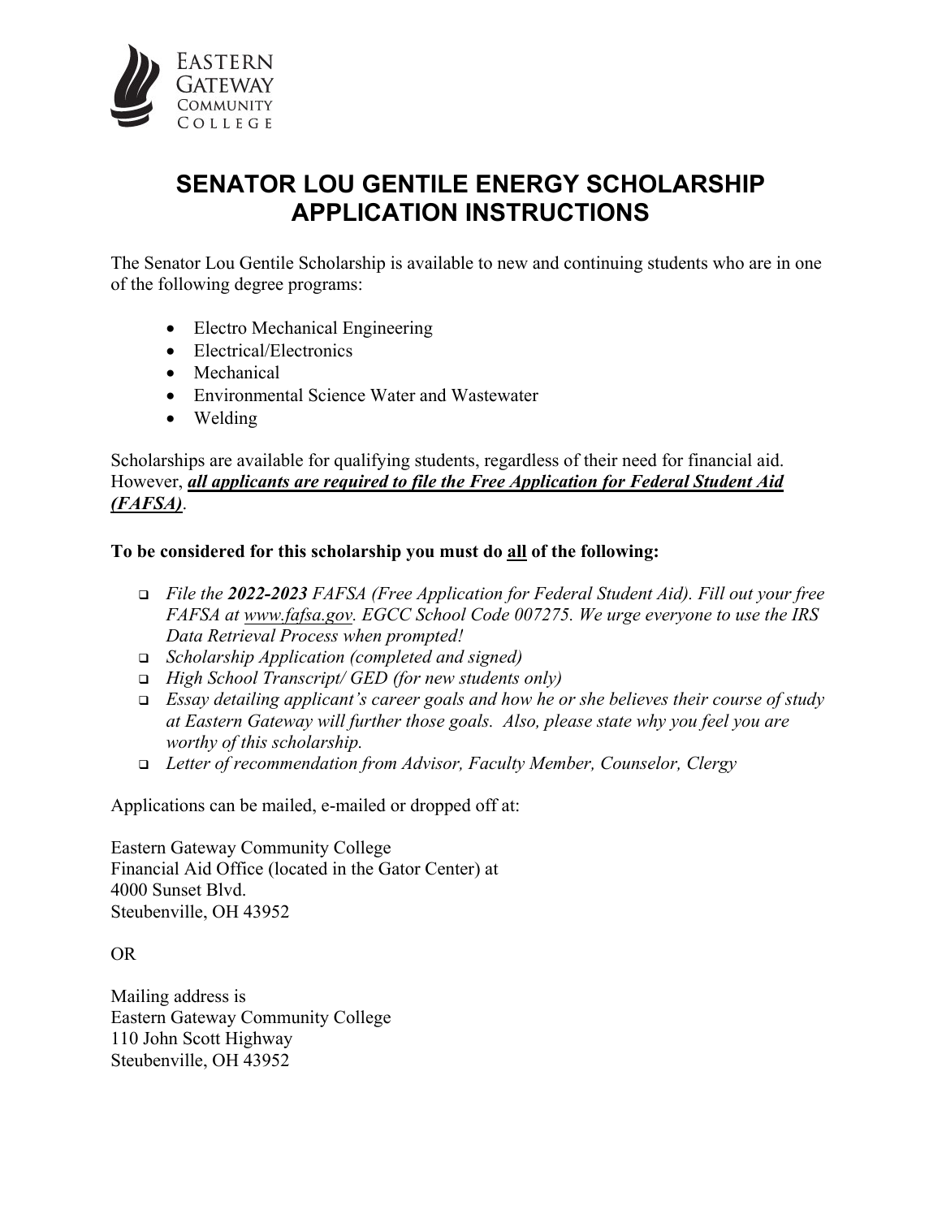Eastern Gateway Community College

# SENATOR LOU GENTILE ENERGY SCHOLARSHIP APPLICATION INSTRUCTIONS

The Senator Lou Gentile Scholarship is available to new and continuing students who are in one of the following degree programs:

- Electro Mechanical Engineering
- Electrical/Electronics
- Mechanical
- Environmental Science Water and Wastewater
- Welding

Scholarships are available for qualifying students, regardless of their need for financial aid. However, ***all applicants are required to file the Free Application for Federal Student Aid (FAFSA)***.

**To be considered for this scholarship you must do all of the following:**

- *File the **2022-2023** FAFSA (Free Application for Federal Student Aid). Fill out your free FAFSA at www.fafsa.gov. EGCC School Code 007275. We urge everyone to use the IRS Data Retrieval Process when prompted!*
- *Scholarship Application (completed and signed)*
- *High School Transcript/ GED (for new students only)*
- *Essay detailing applicant's career goals and how he or she believes their course of study at Eastern Gateway will further those goals. Also, please state why you feel you are worthy of this scholarship.*
- *Letter of recommendation from Advisor, Faculty Member, Counselor, Clergy*

Applications can be mailed, e-mailed or dropped off at:

Eastern Gateway Community College
Financial Aid Office (located in the Gator Center) at
4000 Sunset Blvd.
Steubenville, OH 43952

OR

Mailing address is
Eastern Gateway Community College
110 John Scott Highway
Steubenville, OH 43952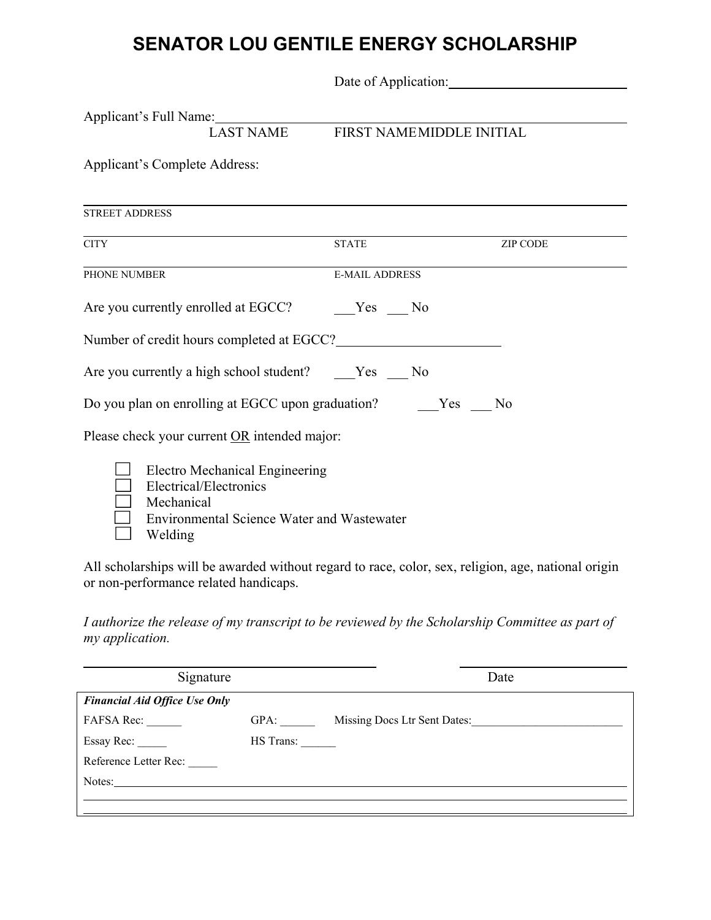# SENATOR LOU GENTILE ENERGY SCHOLARSHIP

Date of Application: ___________________________

Applicant's Full Name: ___________________________________________________________
LAST NAME FIRST NAME MIDDLE INITIAL

Applicant's Complete Address:

_______________________________________________________________________________
STREET ADDRESS

_______________________________________________________________________________
CITY STATE ZIP CODE

_______________________________________________________________________________
PHONE NUMBER E-MAIL ADDRESS

Are you currently enrolled at EGCC? ___Yes ___ No

Number of credit hours completed at EGCC?________________________

Are you currently a high school student? ___Yes ___ No

Do you plan on enrolling at EGCC upon graduation? ___Yes ___ No

Please check your current OR intended major:

- ☐ Electro Mechanical Engineering
- ☐ Electrical/Electronics
- ☐ Mechanical
- ☐ Environmental Science Water and Wastewater
- ☐ Welding

All scholarships will be awarded without regard to race, color, sex, religion, age, national origin or non-performance related handicaps.

*I authorize the release of my transcript to be reviewed by the Scholarship Committee as part of my application.*

_______________________________ _______________________
Signature Date

***Financial Aid Office Use Only***

FAFSA Rec: ______ GPA: ______ Missing Docs Ltr Sent Dates:_________________________

Essay Rec: _____ HS Trans: ______

Reference Letter Rec: _____

Notes:_________________________________________________________________________

_______________________________________________________________________________

_______________________________________________________________________________